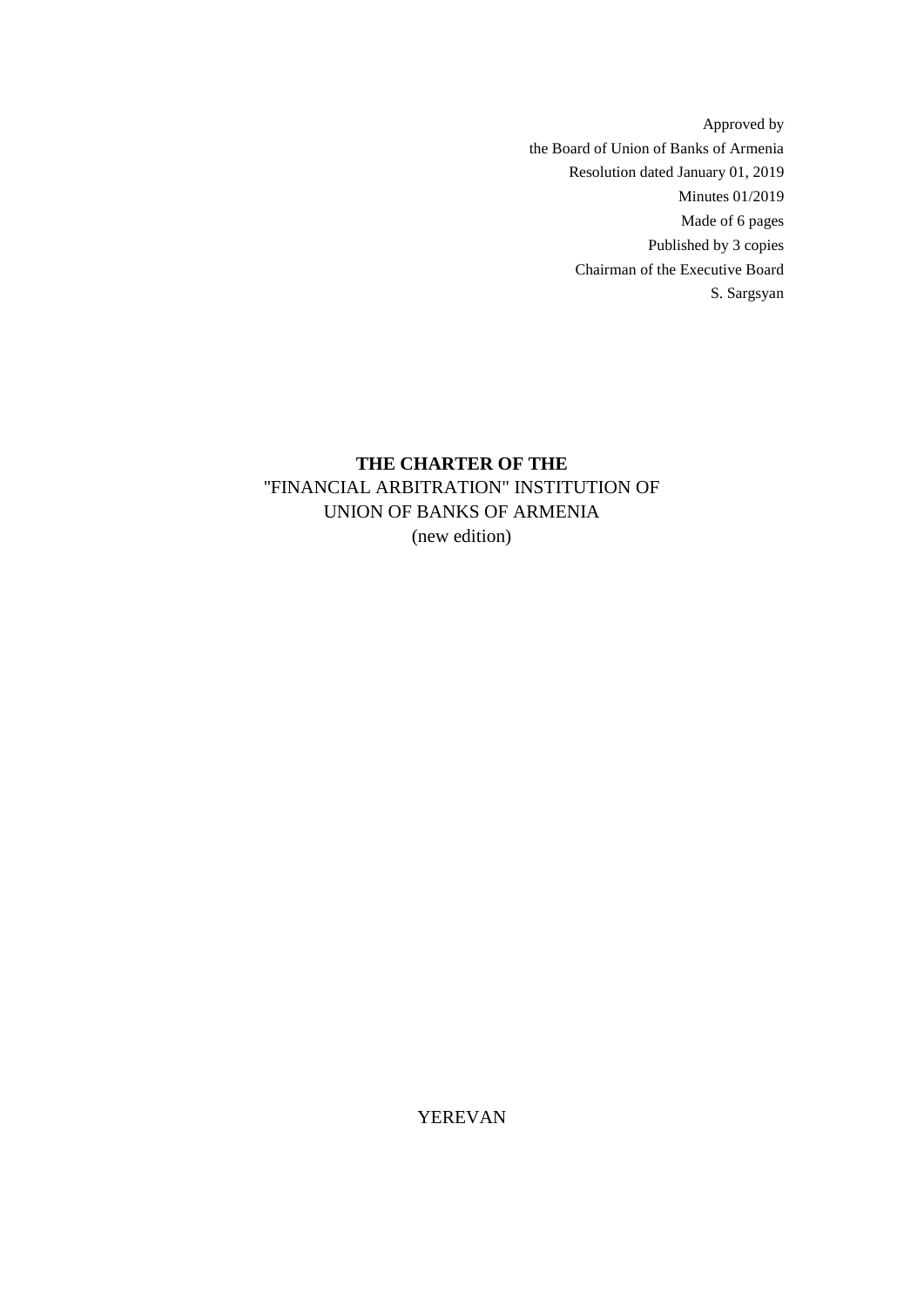Approved by
the Board of Union of Banks of Armenia
Resolution dated January 01, 2019
Minutes 01/2019
Made of 6 pages
Published by 3 copies
Chairman of the Executive Board
S. Sargsyan

# **THE CHARTER OF THE**
# "FINANCIAL ARBITRATION" INSTITUTION OF UNION OF BANKS OF ARMENIA
(new edition)

YEREVAN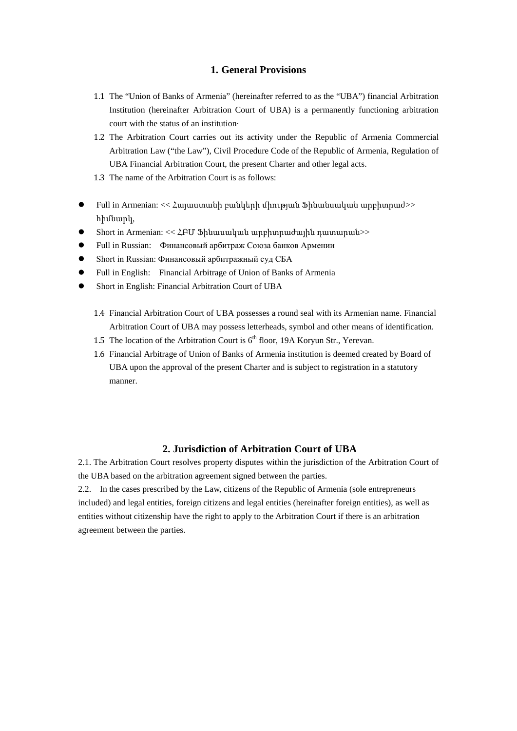## 1. General Provisions

1.1 The "Union of Banks of Armenia" (hereinafter referred to as the "UBA") financial Arbitration Institution (hereinafter Arbitration Court of UBA) is a permanently functioning arbitration court with the status of an institution·

1.2 The Arbitration Court carries out its activity under the Republic of Armenia Commercial Arbitration Law ("the Law"), Civil Procedure Code of the Republic of Armenia, Regulation of UBA Financial Arbitration Court, the present Charter and other legal acts.

1.3 The name of the Arbitration Court is as follows:

- Full in Armenian: << Հայաստանի բանկերի միության Ֆինանսական արբիտրաժ>> հիմնարկ,
- Short in Armenian: << ՀԲՄ Ֆինասական արբիտրաժային դատարան>>
- Full in Russian: Финансовый арбитраж Союза банков Армении
- Short in Russian: Финансовый арбитражный суд СБА
- Full in English: Financial Arbitrage of Union of Banks of Armenia
- Short in English: Financial Arbitration Court of UBA

1.4 Financial Arbitration Court of UBA possesses a round seal with its Armenian name. Financial Arbitration Court of UBA may possess letterheads, symbol and other means of identification.

1.5 The location of the Arbitration Court is 6th floor, 19A Koryun Str., Yerevan.

1.6 Financial Arbitrage of Union of Banks of Armenia institution is deemed created by Board of UBA upon the approval of the present Charter and is subject to registration in a statutory manner.

## 2. Jurisdiction of Arbitration Court of UBA

2.1. The Arbitration Court resolves property disputes within the jurisdiction of the Arbitration Court of the UBA based on the arbitration agreement signed between the parties.

2.2. In the cases prescribed by the Law, citizens of the Republic of Armenia (sole entrepreneurs included) and legal entities, foreign citizens and legal entities (hereinafter foreign entities), as well as entities without citizenship have the right to apply to the Arbitration Court if there is an arbitration agreement between the parties.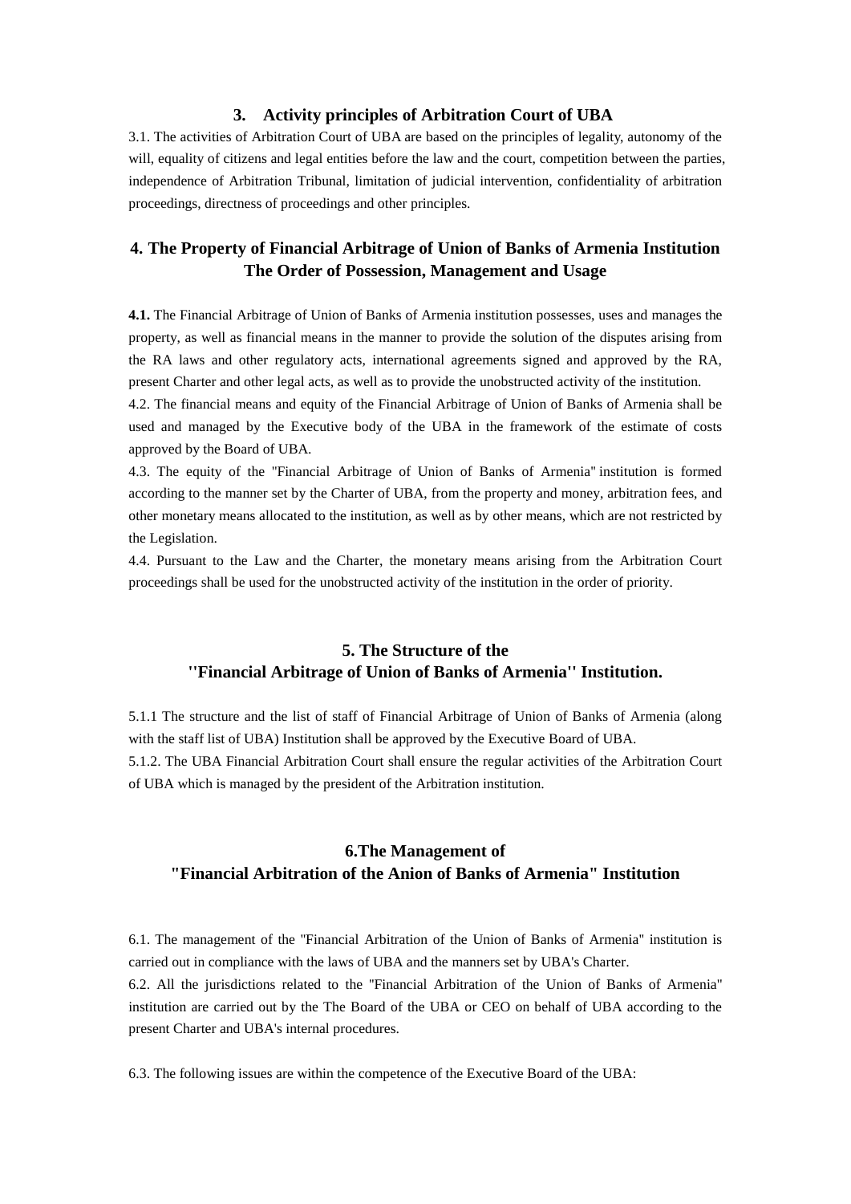## 3. Activity principles of Arbitration Court of UBA

3.1. The activities of Arbitration Court of UBA are based on the principles of legality, autonomy of the will, equality of citizens and legal entities before the law and the court, competition between the parties, independence of Arbitration Tribunal, limitation of judicial intervention, confidentiality of arbitration proceedings, directness of proceedings and other principles.

## 4. The Property of Financial Arbitrage of Union of Banks of Armenia Institution The Order of Possession, Management and Usage

**4.1.** The Financial Arbitrage of Union of Banks of Armenia institution possesses, uses and manages the property, as well as financial means in the manner to provide the solution of the disputes arising from the RA laws and other regulatory acts, international agreements signed and approved by the RA, present Charter and other legal acts, as well as to provide the unobstructed activity of the institution.

4.2. The financial means and equity of the Financial Arbitrage of Union of Banks of Armenia shall be used and managed by the Executive body of the UBA in the framework of the estimate of costs approved by the Board of UBA.

4.3. The equity of the "Financial Arbitrage of Union of Banks of Armenia" institution is formed according to the manner set by the Charter of UBA, from the property and money, arbitration fees, and other monetary means allocated to the institution, as well as by other means, which are not restricted by the Legislation.

4.4. Pursuant to the Law and the Charter, the monetary means arising from the Arbitration Court proceedings shall be used for the unobstructed activity of the institution in the order of priority.

## 5. The Structure of the ''Financial Arbitrage of Union of Banks of Armenia'' Institution.

5.1.1 The structure and the list of staff of Financial Arbitrage of Union of Banks of Armenia (along with the staff list of UBA) Institution shall be approved by the Executive Board of UBA.

5.1.2. The UBA Financial Arbitration Court shall ensure the regular activities of the Arbitration Court of UBA which is managed by the president of the Arbitration institution.

## 6.The Management of "Financial Arbitration of the Anion of Banks of Armenia" Institution

6.1. The management of the "Financial Arbitration of the Union of Banks of Armenia" institution is carried out in compliance with the laws of UBA and the manners set by UBA's Charter.

6.2. All the jurisdictions related to the "Financial Arbitration of the Union of Banks of Armenia" institution are carried out by the The Board of the UBA or CEO on behalf of UBA according to the present Charter and UBA's internal procedures.

6.3. The following issues are within the competence of the Executive Board of the UBA: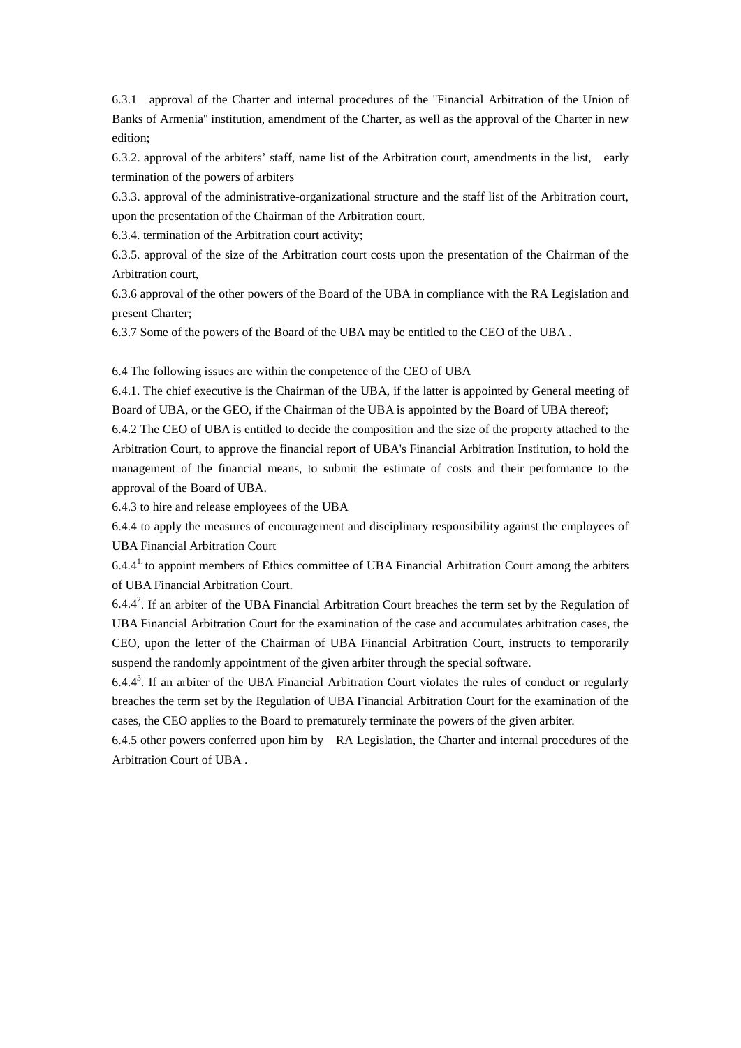6.3.1 approval of the Charter and internal procedures of the "Financial Arbitration of the Union of Banks of Armenia" institution, amendment of the Charter, as well as the approval of the Charter in new edition;

6.3.2. approval of the arbiters' staff, name list of the Arbitration court, amendments in the list, early termination of the powers of arbiters

6.3.3. approval of the administrative-organizational structure and the staff list of the Arbitration court, upon the presentation of the Chairman of the Arbitration court.

6.3.4. termination of the Arbitration court activity;

6.3.5. approval of the size of the Arbitration court costs upon the presentation of the Chairman of the Arbitration court,

6.3.6 approval of the other powers of the Board of the UBA in compliance with the RA Legislation and present Charter;

6.3.7 Some of the powers of the Board of the UBA may be entitled to the CEO of the UBA .

6.4 The following issues are within the competence of the CEO of UBA

6.4.1. The chief executive is the Chairman of the UBA, if the latter is appointed by General meeting of Board of UBA, or the GEO, if the Chairman of the UBA is appointed by the Board of UBA thereof;

6.4.2 The CEO of UBA is entitled to decide the composition and the size of the property attached to the Arbitration Court, to approve the financial report of UBA's Financial Arbitration Institution, to hold the management of the financial means, to submit the estimate of costs and their performance to the approval of the Board of UBA.

6.4.3 to hire and release employees of the UBA

6.4.4 to apply the measures of encouragement and disciplinary responsibility against the employees of UBA Financial Arbitration Court

6.4.4[1.] to appoint members of Ethics committee of UBA Financial Arbitration Court among the arbiters of UBA Financial Arbitration Court.

6.4.4[2]. If an arbiter of the UBA Financial Arbitration Court breaches the term set by the Regulation of UBA Financial Arbitration Court for the examination of the case and accumulates arbitration cases, the CEO, upon the letter of the Chairman of UBA Financial Arbitration Court, instructs to temporarily suspend the randomly appointment of the given arbiter through the special software.

6.4.4[3]. If an arbiter of the UBA Financial Arbitration Court violates the rules of conduct or regularly breaches the term set by the Regulation of UBA Financial Arbitration Court for the examination of the cases, the CEO applies to the Board to prematurely terminate the powers of the given arbiter.

6.4.5 other powers conferred upon him by RA Legislation, the Charter and internal procedures of the Arbitration Court of UBA .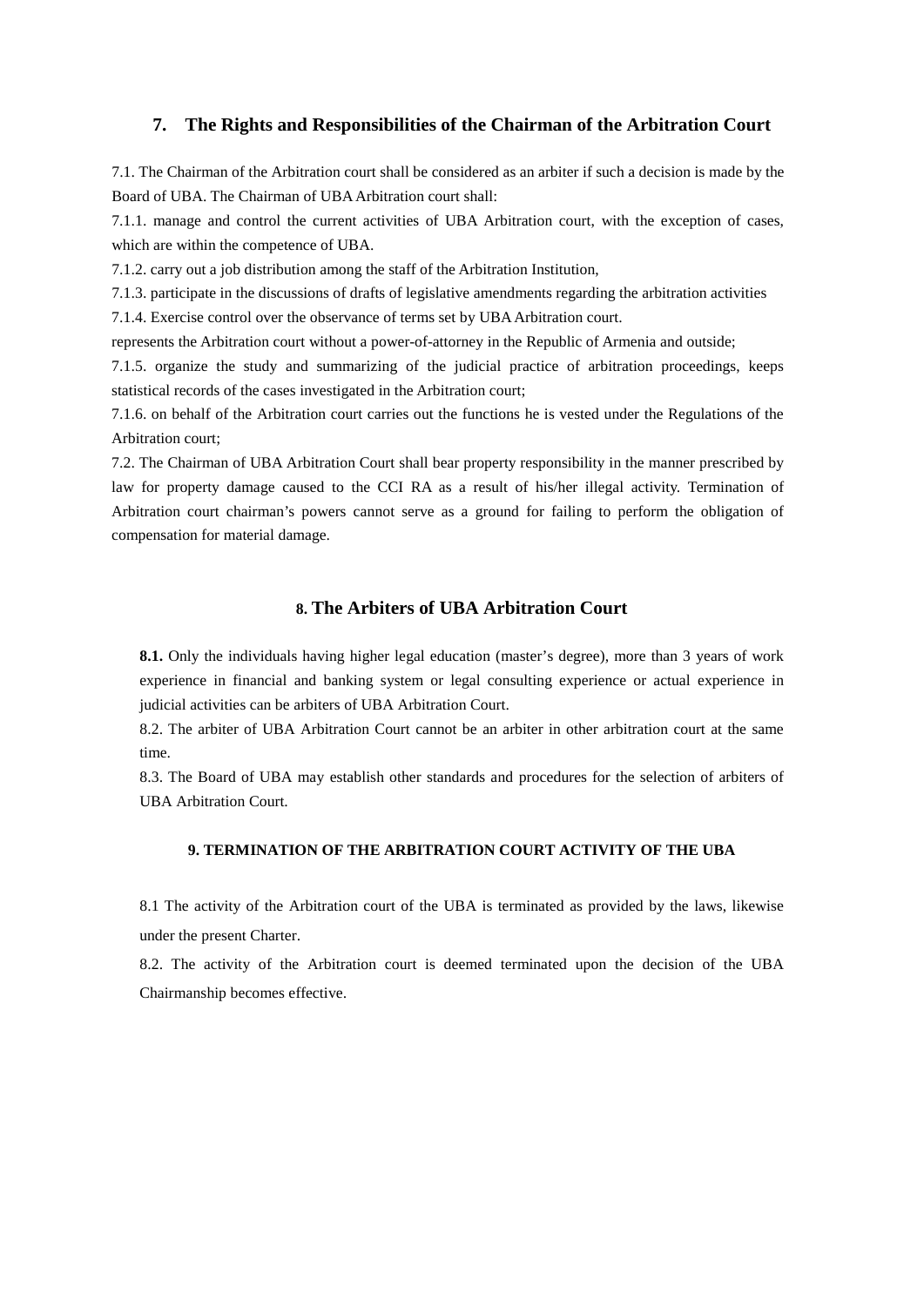## 7. The Rights and Responsibilities of the Chairman of the Arbitration Court

7.1. The Chairman of the Arbitration court shall be considered as an arbiter if such a decision is made by the Board of UBA. The Chairman of UBA Arbitration court shall:

7.1.1. manage and control the current activities of UBA Arbitration court, with the exception of cases, which are within the competence of UBA.

7.1.2. carry out a job distribution among the staff of the Arbitration Institution,

7.1.3. participate in the discussions of drafts of legislative amendments regarding the arbitration activities

7.1.4. Exercise control over the observance of terms set by UBA Arbitration court.

represents the Arbitration court without a power-of-attorney in the Republic of Armenia and outside;

7.1.5. organize the study and summarizing of the judicial practice of arbitration proceedings, keeps statistical records of the cases investigated in the Arbitration court;

7.1.6. on behalf of the Arbitration court carries out the functions he is vested under the Regulations of the Arbitration court;

7.2. The Chairman of UBA Arbitration Court shall bear property responsibility in the manner prescribed by law for property damage caused to the CCI RA as a result of his/her illegal activity. Termination of Arbitration court chairman's powers cannot serve as a ground for failing to perform the obligation of compensation for material damage.

## 8. The Arbiters of UBA Arbitration Court

**8.1.** Only the individuals having higher legal education (master's degree), more than 3 years of work experience in financial and banking system or legal consulting experience or actual experience in judicial activities can be arbiters of UBA Arbitration Court.

8.2. The arbiter of UBA Arbitration Court cannot be an arbiter in other arbitration court at the same time.

8.3. The Board of UBA may establish other standards and procedures for the selection of arbiters of UBA Arbitration Court.

### 9. TERMINATION OF THE ARBITRATION COURT ACTIVITY OF THE UBA

8.1 The activity of the Arbitration court of the UBA is terminated as provided by the laws, likewise under the present Charter.

8.2. The activity of the Arbitration court is deemed terminated upon the decision of the UBA Chairmanship becomes effective.